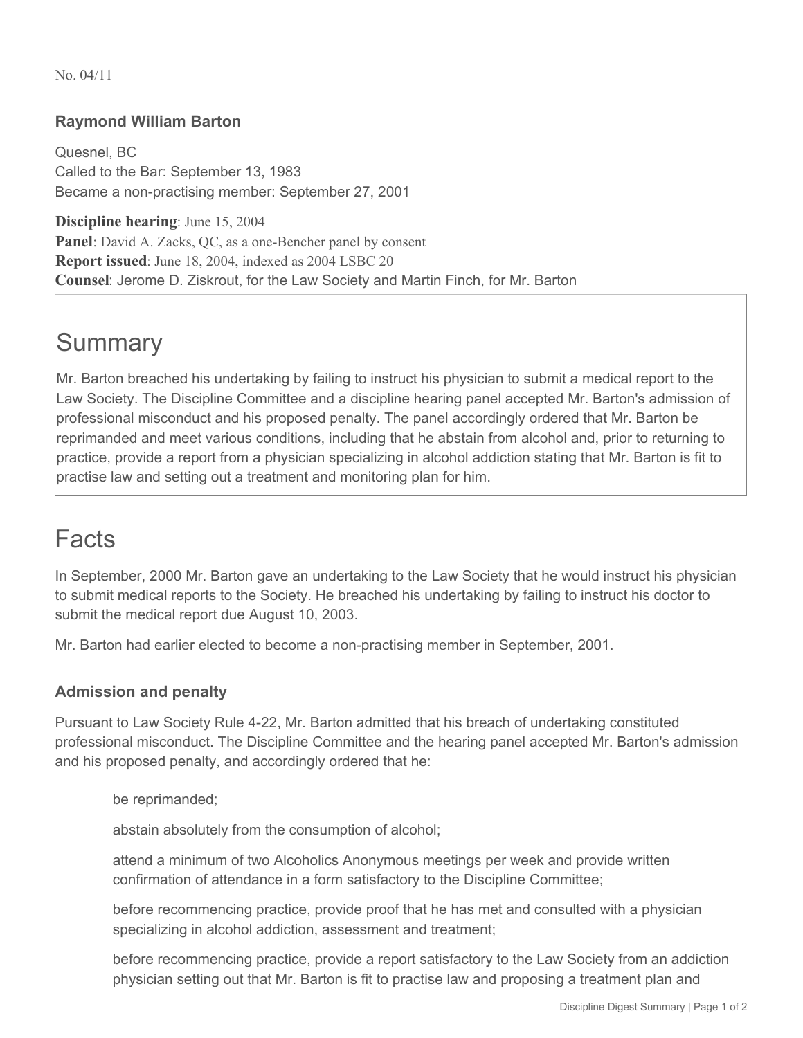No. 04/11

### Raymond William Barton

Quesnel, BC
Called to the Bar: September 13, 1983
Became a non-practising member: September 27, 2001

**Discipline hearing**: June 15, 2004
**Panel**: David A. Zacks, QC, as a one-Bencher panel by consent
**Report issued**: June 18, 2004, indexed as 2004 LSBC 20
**Counsel**: Jerome D. Ziskrout, for the Law Society and Martin Finch, for Mr. Barton

# Summary

Mr. Barton breached his undertaking by failing to instruct his physician to submit a medical report to the Law Society. The Discipline Committee and a discipline hearing panel accepted Mr. Barton's admission of professional misconduct and his proposed penalty. The panel accordingly ordered that Mr. Barton be reprimanded and meet various conditions, including that he abstain from alcohol and, prior to returning to practice, provide a report from a physician specializing in alcohol addiction stating that Mr. Barton is fit to practise law and setting out a treatment and monitoring plan for him.

# Facts

In September, 2000 Mr. Barton gave an undertaking to the Law Society that he would instruct his physician to submit medical reports to the Society. He breached his undertaking by failing to instruct his doctor to submit the medical report due August 10, 2003.

Mr. Barton had earlier elected to become a non-practising member in September, 2001.

### Admission and penalty

Pursuant to Law Society Rule 4-22, Mr. Barton admitted that his breach of undertaking constituted professional misconduct. The Discipline Committee and the hearing panel accepted Mr. Barton's admission and his proposed penalty, and accordingly ordered that he:

> be reprimanded;
>
> abstain absolutely from the consumption of alcohol;
>
> attend a minimum of two Alcoholics Anonymous meetings per week and provide written confirmation of attendance in a form satisfactory to the Discipline Committee;
>
> before recommencing practice, provide proof that he has met and consulted with a physician specializing in alcohol addiction, assessment and treatment;
>
> before recommencing practice, provide a report satisfactory to the Law Society from an addiction physician setting out that Mr. Barton is fit to practise law and proposing a treatment plan and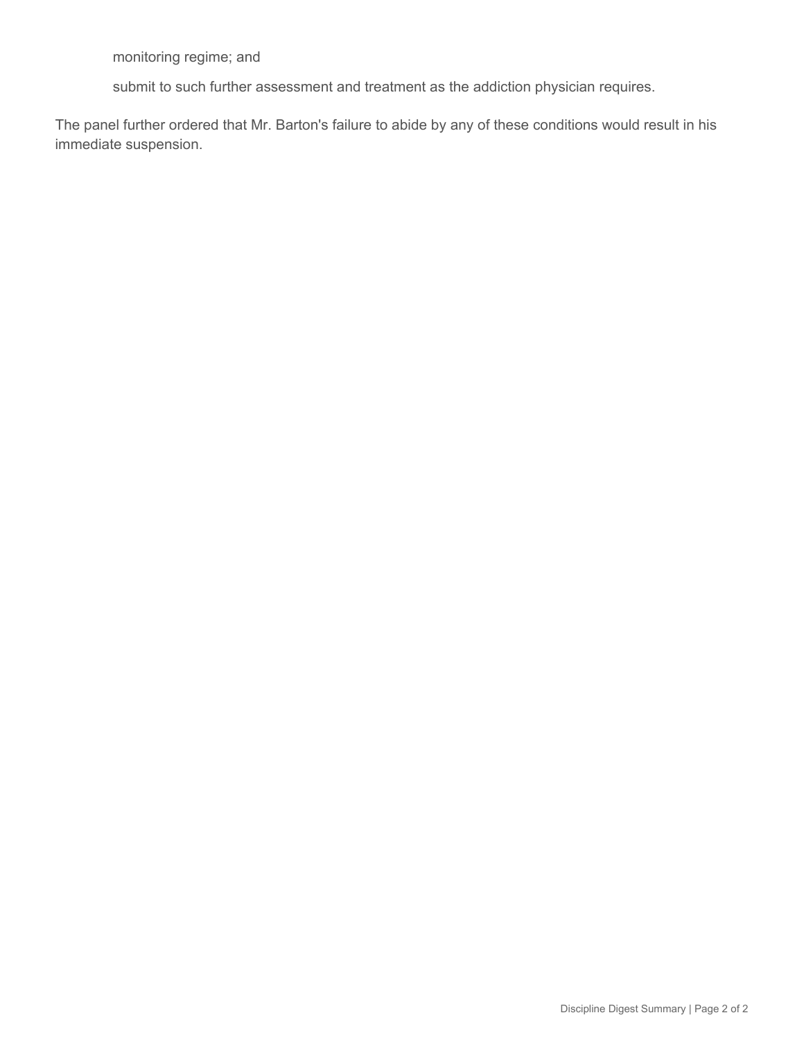monitoring regime; and

submit to such further assessment and treatment as the addiction physician requires.

The panel further ordered that Mr. Barton's failure to abide by any of these conditions would result in his immediate suspension.